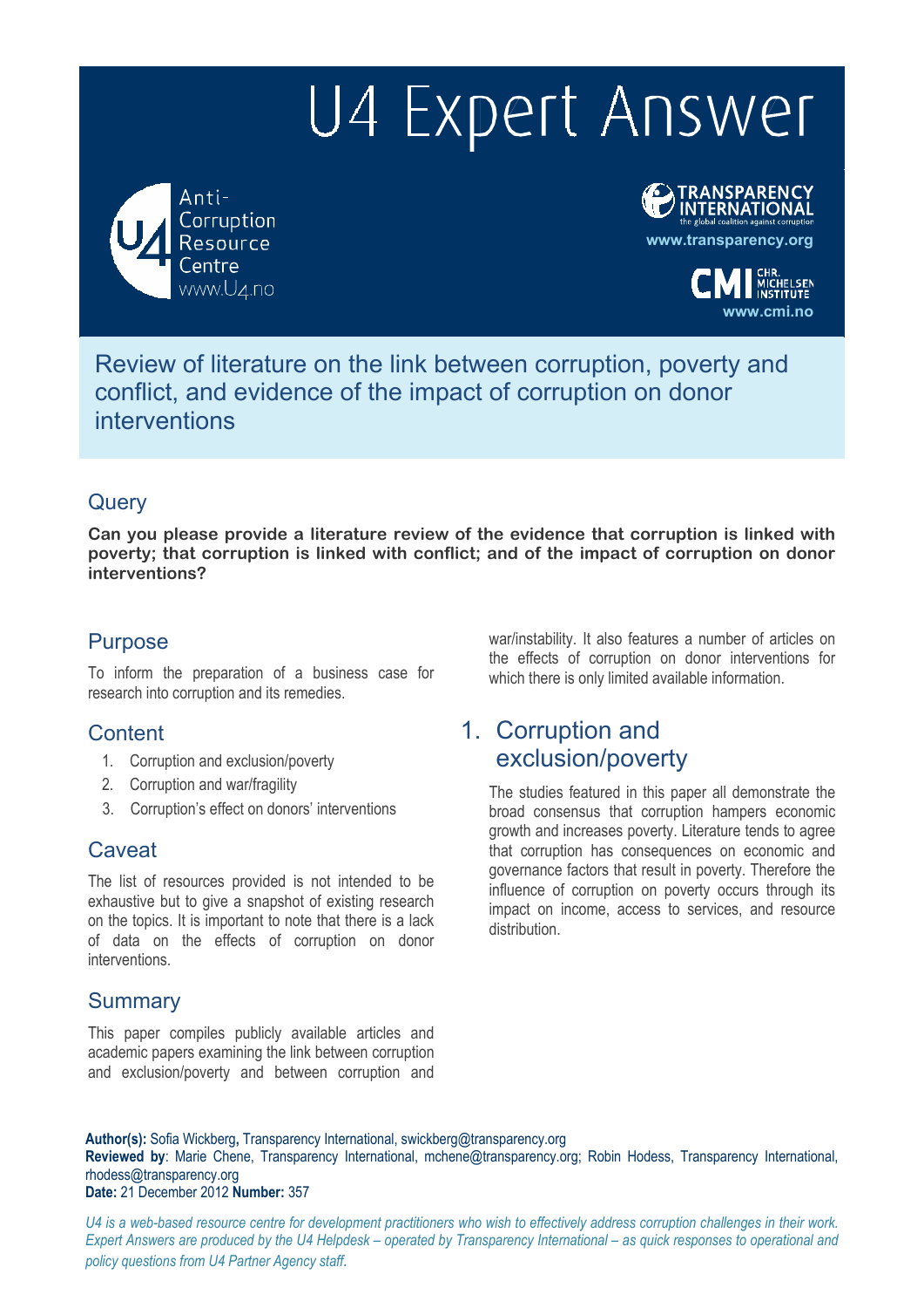# U4 Expert Answer

Anti-Corruption Resource Centre
www.U4.no

TRANSPARENCY INTERNATIONAL
the global coalition against corruption
www.transparency.org

CHR. MICHELSEN INSTITUTE
www.cmi.no

## Review of literature on the link between corruption, poverty and conflict, and evidence of the impact of corruption on donor interventions

## Query

**Can you please provide a literature review of the evidence that corruption is linked with poverty; that corruption is linked with conflict; and of the impact of corruption on donor interventions?**

## Purpose

To inform the preparation of a business case for research into corruption and its remedies.

## Content

1. Corruption and exclusion/poverty
2. Corruption and war/fragility
3. Corruption's effect on donors' interventions

## Caveat

The list of resources provided is not intended to be exhaustive but to give a snapshot of existing research on the topics. It is important to note that there is a lack of data on the effects of corruption on donor interventions.

## Summary

This paper compiles publicly available articles and academic papers examining the link between corruption and exclusion/poverty and between corruption and war/instability. It also features a number of articles on the effects of corruption on donor interventions for which there is only limited available information.

## 1. Corruption and exclusion/poverty

The studies featured in this paper all demonstrate the broad consensus that corruption hampers economic growth and increases poverty. Literature tends to agree that corruption has consequences on economic and governance factors that result in poverty. Therefore the influence of corruption on poverty occurs through its impact on income, access to services, and resource distribution.

**Author(s):** Sofia Wickberg, Transparency International, swickberg@transparency.org
**Reviewed by**: Marie Chene, Transparency International, mchene@transparency.org; Robin Hodess, Transparency International, rhodess@transparency.org
**Date:** 21 December 2012 **Number:** 357

*U4 is a web-based resource centre for development practitioners who wish to effectively address corruption challenges in their work. Expert Answers are produced by the U4 Helpdesk – operated by Transparency International – as quick responses to operational and policy questions from U4 Partner Agency staff.*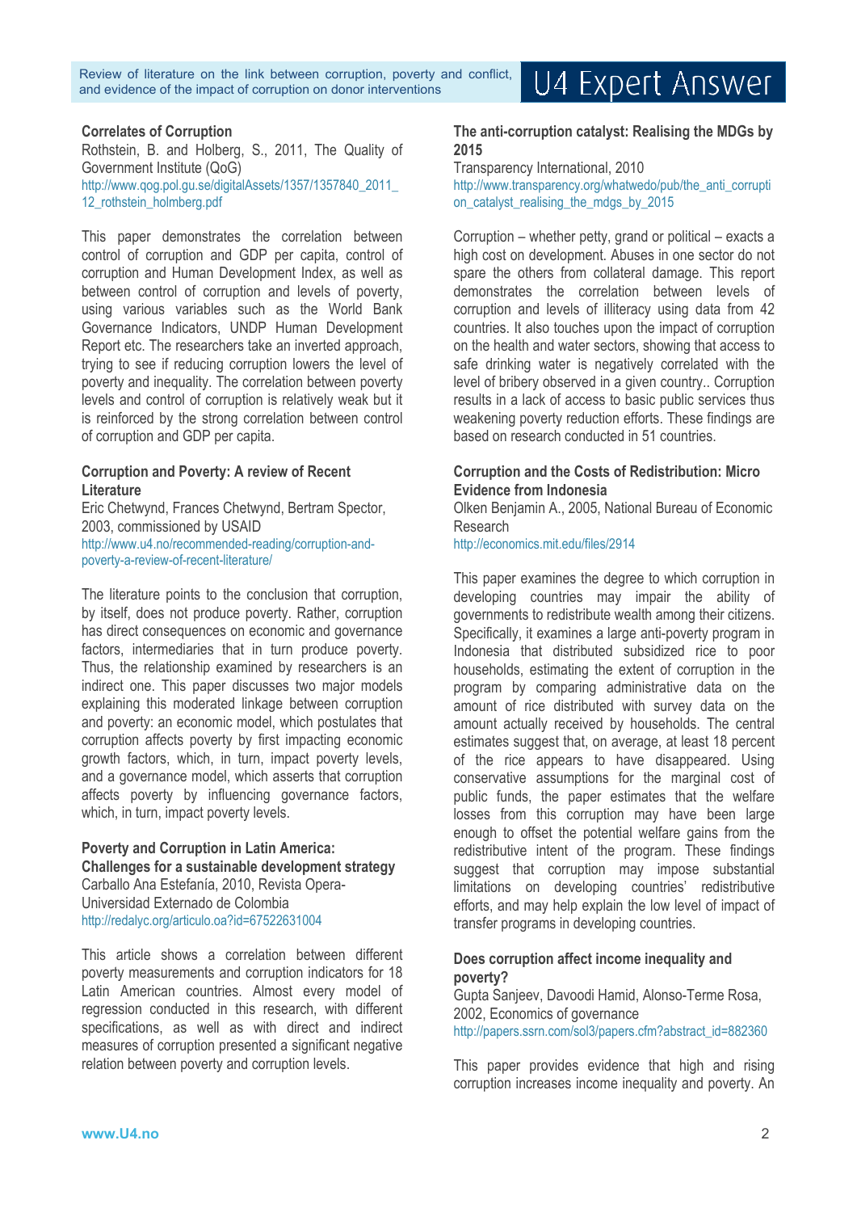**Correlates of Corruption**

Rothstein, B. and Holberg, S., 2011, The Quality of Government Institute (QoG)

http://www.qog.pol.gu.se/digitalAssets/1357/1357840_2011_12_rothstein_holmberg.pdf

This paper demonstrates the correlation between control of corruption and GDP per capita, control of corruption and Human Development Index, as well as between control of corruption and levels of poverty, using various variables such as the World Bank Governance Indicators, UNDP Human Development Report etc. The researchers take an inverted approach, trying to see if reducing corruption lowers the level of poverty and inequality. The correlation between poverty levels and control of corruption is relatively weak but it is reinforced by the strong correlation between control of corruption and GDP per capita.

**Corruption and Poverty: A review of Recent Literature**

Eric Chetwynd, Frances Chetwynd, Bertram Spector, 2003, commissioned by USAID

http://www.u4.no/recommended-reading/corruption-and-poverty-a-review-of-recent-literature/

The literature points to the conclusion that corruption, by itself, does not produce poverty. Rather, corruption has direct consequences on economic and governance factors, intermediaries that in turn produce poverty. Thus, the relationship examined by researchers is an indirect one. This paper discusses two major models explaining this moderated linkage between corruption and poverty: an economic model, which postulates that corruption affects poverty by first impacting economic growth factors, which, in turn, impact poverty levels, and a governance model, which asserts that corruption affects poverty by influencing governance factors, which, in turn, impact poverty levels.

**Poverty and Corruption in Latin America: Challenges for a sustainable development strategy**

Carballo Ana Estefanía, 2010, Revista Opera- Universidad Externado de Colombia

http://redalyc.org/articulo.oa?id=67522631004

This article shows a correlation between different poverty measurements and corruption indicators for 18 Latin American countries. Almost every model of regression conducted in this research, with different specifications, as well as with direct and indirect measures of corruption presented a significant negative relation between poverty and corruption levels.

**The anti-corruption catalyst: Realising the MDGs by 2015**

Transparency International, 2010

http://www.transparency.org/whatwedo/pub/the_anti_corruption_catalyst_realising_the_mdgs_by_2015

Corruption – whether petty, grand or political – exacts a high cost on development. Abuses in one sector do not spare the others from collateral damage. This report demonstrates the correlation between levels of corruption and levels of illiteracy using data from 42 countries. It also touches upon the impact of corruption on the health and water sectors, showing that access to safe drinking water is negatively correlated with the level of bribery observed in a given country.. Corruption results in a lack of access to basic public services thus weakening poverty reduction efforts. These findings are based on research conducted in 51 countries.

**Corruption and the Costs of Redistribution: Micro Evidence from Indonesia**

Olken Benjamin A., 2005, National Bureau of Economic Research

http://economics.mit.edu/files/2914

This paper examines the degree to which corruption in developing countries may impair the ability of governments to redistribute wealth among their citizens. Specifically, it examines a large anti-poverty program in Indonesia that distributed subsidized rice to poor households, estimating the extent of corruption in the program by comparing administrative data on the amount of rice distributed with survey data on the amount actually received by households. The central estimates suggest that, on average, at least 18 percent of the rice appears to have disappeared. Using conservative assumptions for the marginal cost of public funds, the paper estimates that the welfare losses from this corruption may have been large enough to offset the potential welfare gains from the redistributive intent of the program. These findings suggest that corruption may impose substantial limitations on developing countries' redistributive efforts, and may help explain the low level of impact of transfer programs in developing countries.

**Does corruption affect income inequality and poverty?**

Gupta Sanjeev, Davoodi Hamid, Alonso-Terme Rosa, 2002, Economics of governance

http://papers.ssrn.com/sol3/papers.cfm?abstract_id=882360

This paper provides evidence that high and rising corruption increases income inequality and poverty. An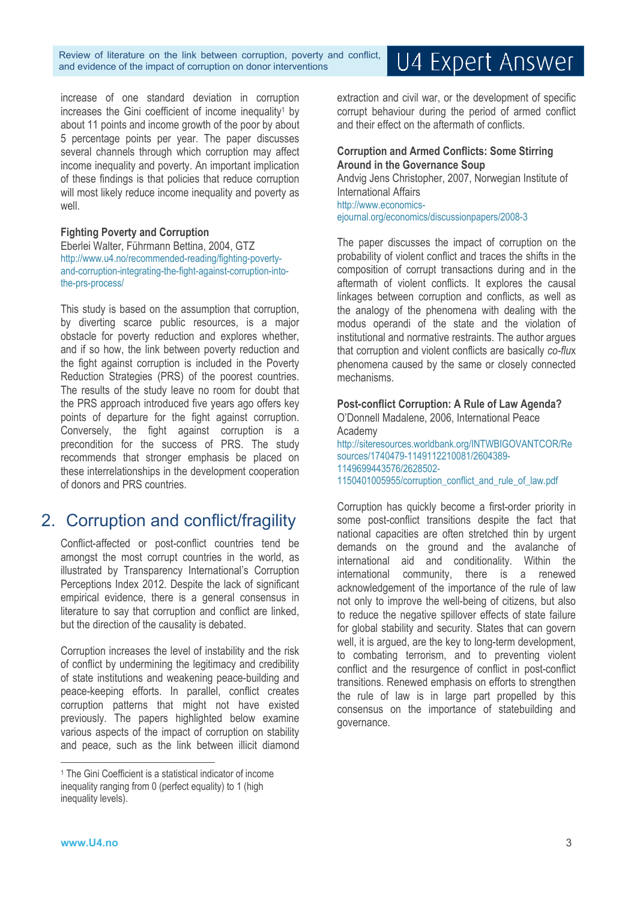increase of one standard deviation in corruption increases the Gini coefficient of income inequality[1] by about 11 points and income growth of the poor by about 5 percentage points per year. The paper discusses several channels through which corruption may affect income inequality and poverty. An important implication of these findings is that policies that reduce corruption will most likely reduce income inequality and poverty as well.

**Fighting Poverty and Corruption**

Eberlei Walter, Führmann Bettina, 2004, GTZ

http://www.u4.no/recommended-reading/fighting-poverty-and-corruption-integrating-the-fight-against-corruption-into-the-prs-process/

This study is based on the assumption that corruption, by diverting scarce public resources, is a major obstacle for poverty reduction and explores whether, and if so how, the link between poverty reduction and the fight against corruption is included in the Poverty Reduction Strategies (PRS) of the poorest countries. The results of the study leave no room for doubt that the PRS approach introduced five years ago offers key points of departure for the fight against corruption. Conversely, the fight against corruption is a precondition for the success of PRS. The study recommends that stronger emphasis be placed on these interrelationships in the development cooperation of donors and PRS countries.

## 2. Corruption and conflict/fragility

Conflict-affected or post-conflict countries tend be amongst the most corrupt countries in the world, as illustrated by Transparency International's Corruption Perceptions Index 2012. Despite the lack of significant empirical evidence, there is a general consensus in literature to say that corruption and conflict are linked, but the direction of the causality is debated.

Corruption increases the level of instability and the risk of conflict by undermining the legitimacy and credibility of state institutions and weakening peace-building and peace-keeping efforts. In parallel, conflict creates corruption patterns that might not have existed previously. The papers highlighted below examine various aspects of the impact of corruption on stability and peace, such as the link between illicit diamond extraction and civil war, or the development of specific corrupt behaviour during the period of armed conflict and their effect on the aftermath of conflicts.

**Corruption and Armed Conflicts: Some Stirring Around in the Governance Soup**

Andvig Jens Christopher, 2007, Norwegian Institute of International Affairs

http://www.economics-ejournal.org/economics/discussionpapers/2008-3

The paper discusses the impact of corruption on the probability of violent conflict and traces the shifts in the composition of corrupt transactions during and in the aftermath of violent conflicts. It explores the causal linkages between corruption and conflicts, as well as the analogy of the phenomena with dealing with the modus operandi of the state and the violation of institutional and normative restraints. The author argues that corruption and violent conflicts are basically *co-flux* phenomena caused by the same or closely connected mechanisms.

**Post-conflict Corruption: A Rule of Law Agenda?**

O'Donnell Madalene, 2006, International Peace Academy

http://siteresources.worldbank.org/INTWBIGOVANTCOR/Resources/1740479-1149112210081/2604389-1149699443576/2628502-1150401005955/corruption_conflict_and_rule_of_law.pdf

Corruption has quickly become a first-order priority in some post-conflict transitions despite the fact that national capacities are often stretched thin by urgent demands on the ground and the avalanche of international aid and conditionality. Within the international community, there is a renewed acknowledgement of the importance of the rule of law not only to improve the well-being of citizens, but also to reduce the negative spillover effects of state failure for global stability and security. States that can govern well, it is argued, are the key to long-term development, to combating terrorism, and to preventing violent conflict and the resurgence of conflict in post-conflict transitions. Renewed emphasis on efforts to strengthen the rule of law is in large part propelled by this consensus on the importance of statebuilding and governance.

[1] The Gini Coefficient is a statistical indicator of income inequality ranging from 0 (perfect equality) to 1 (high inequality levels).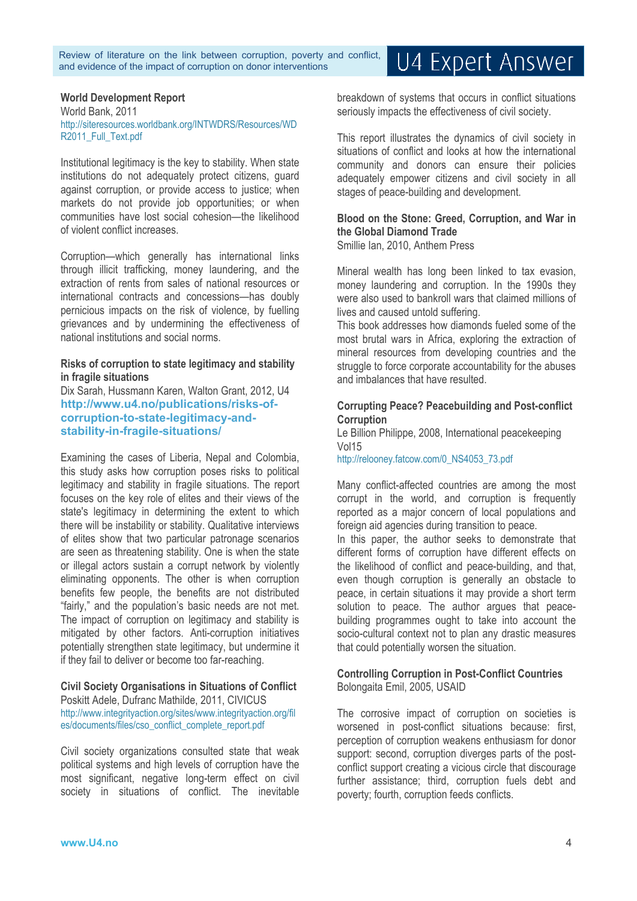**World Development Report**
World Bank, 2011
http://siteresources.worldbank.org/INTWDRS/Resources/WDR2011_Full_Text.pdf

Institutional legitimacy is the key to stability. When state institutions do not adequately protect citizens, guard against corruption, or provide access to justice; when markets do not provide job opportunities; or when communities have lost social cohesion—the likelihood of violent conflict increases.

Corruption—which generally has international links through illicit trafficking, money laundering, and the extraction of rents from sales of national resources or international contracts and concessions—has doubly pernicious impacts on the risk of violence, by fuelling grievances and by undermining the effectiveness of national institutions and social norms.

**Risks of corruption to state legitimacy and stability in fragile situations**
Dix Sarah, Hussmann Karen, Walton Grant, 2012, U4
**http://www.u4.no/publications/risks-of-corruption-to-state-legitimacy-and-stability-in-fragile-situations/**

Examining the cases of Liberia, Nepal and Colombia, this study asks how corruption poses risks to political legitimacy and stability in fragile situations. The report focuses on the key role of elites and their views of the state's legitimacy in determining the extent to which there will be instability or stability. Qualitative interviews of elites show that two particular patronage scenarios are seen as threatening stability. One is when the state or illegal actors sustain a corrupt network by violently eliminating opponents. The other is when corruption benefits few people, the benefits are not distributed "fairly," and the population's basic needs are not met. The impact of corruption on legitimacy and stability is mitigated by other factors. Anti-corruption initiatives potentially strengthen state legitimacy, but undermine it if they fail to deliver or become too far-reaching.

**Civil Society Organisations in Situations of Conflict**
Poskitt Adele, Dufranc Mathilde, 2011, CIVICUS
http://www.integrityaction.org/sites/www.integrityaction.org/files/documents/files/cso_conflict_complete_report.pdf

Civil society organizations consulted state that weak political systems and high levels of corruption have the most significant, negative long-term effect on civil society in situations of conflict. The inevitable breakdown of systems that occurs in conflict situations seriously impacts the effectiveness of civil society.

This report illustrates the dynamics of civil society in situations of conflict and looks at how the international community and donors can ensure their policies adequately empower citizens and civil society in all stages of peace-building and development.

**Blood on the Stone: Greed, Corruption, and War in the Global Diamond Trade**
Smillie Ian, 2010, Anthem Press

Mineral wealth has long been linked to tax evasion, money laundering and corruption. In the 1990s they were also used to bankroll wars that claimed millions of lives and caused untold suffering.
This book addresses how diamonds fueled some of the most brutal wars in Africa, exploring the extraction of mineral resources from developing countries and the struggle to force corporate accountability for the abuses and imbalances that have resulted.

**Corrupting Peace? Peacebuilding and Post-conflict Corruption**
Le Billion Philippe, 2008, International peacekeeping Vol15
http://relooney.fatcow.com/0_NS4053_73.pdf

Many conflict-affected countries are among the most corrupt in the world, and corruption is frequently reported as a major concern of local populations and foreign aid agencies during transition to peace.
In this paper, the author seeks to demonstrate that different forms of corruption have different effects on the likelihood of conflict and peace-building, and that, even though corruption is generally an obstacle to peace, in certain situations it may provide a short term solution to peace. The author argues that peace-building programmes ought to take into account the socio-cultural context not to plan any drastic measures that could potentially worsen the situation.

**Controlling Corruption in Post-Conflict Countries**
Bolongaita Emil, 2005, USAID

The corrosive impact of corruption on societies is worsened in post-conflict situations because: first, perception of corruption weakens enthusiasm for donor support: second, corruption diverges parts of the post-conflict support creating a vicious circle that discourage further assistance; third, corruption fuels debt and poverty; fourth, corruption feeds conflicts.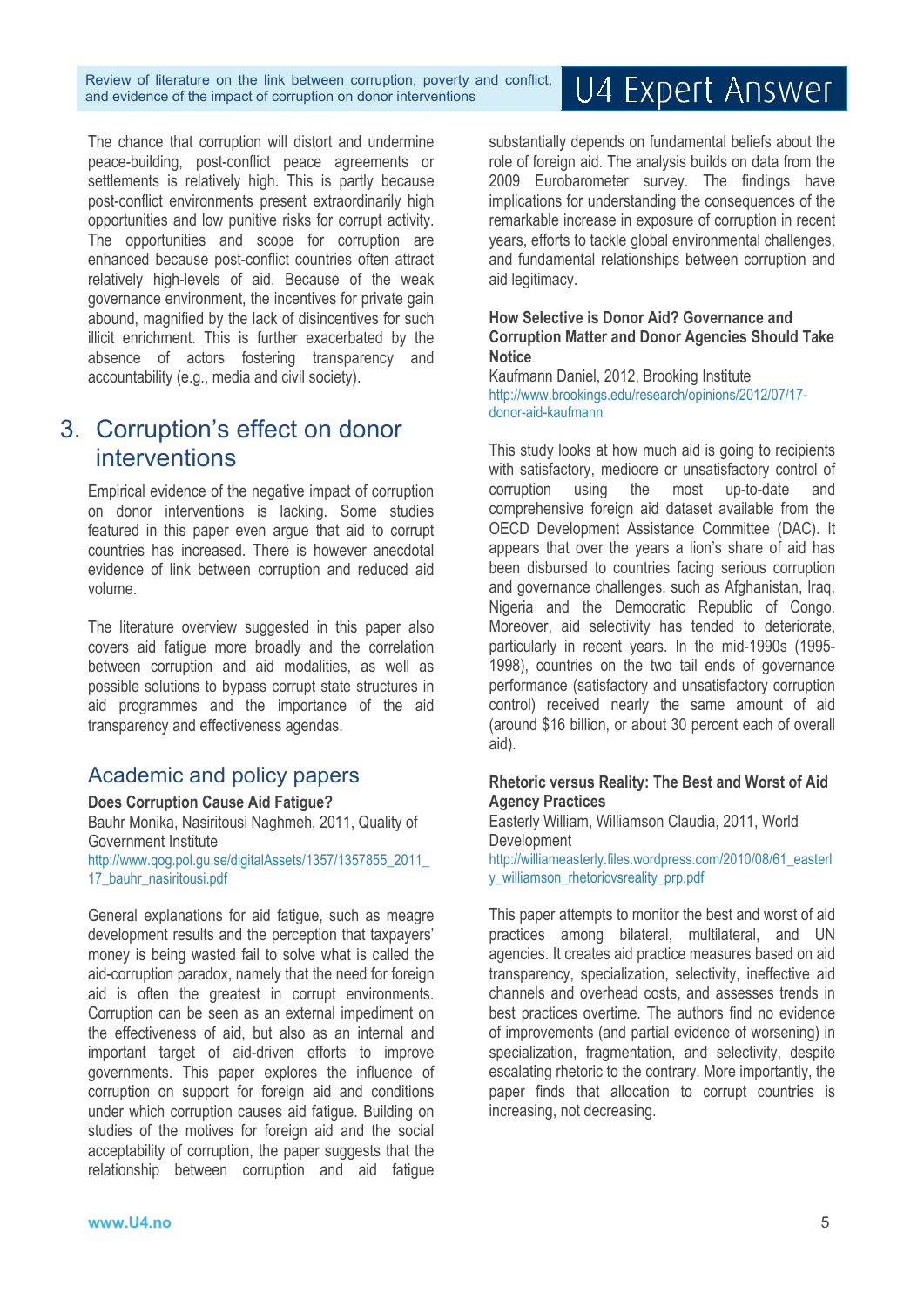The chance that corruption will distort and undermine peace-building, post-conflict peace agreements or settlements is relatively high. This is partly because post-conflict environments present extraordinarily high opportunities and low punitive risks for corrupt activity. The opportunities and scope for corruption are enhanced because post-conflict countries often attract relatively high-levels of aid. Because of the weak governance environment, the incentives for private gain abound, magnified by the lack of disincentives for such illicit enrichment. This is further exacerbated by the absence of actors fostering transparency and accountability (e.g., media and civil society).

# 3. Corruption's effect on donor interventions

Empirical evidence of the negative impact of corruption on donor interventions is lacking. Some studies featured in this paper even argue that aid to corrupt countries has increased. There is however anecdotal evidence of link between corruption and reduced aid volume.

The literature overview suggested in this paper also covers aid fatigue more broadly and the correlation between corruption and aid modalities, as well as possible solutions to bypass corrupt state structures in aid programmes and the importance of the aid transparency and effectiveness agendas.

## Academic and policy papers

**Does Corruption Cause Aid Fatigue?**
Bauhr Monika, Nasiritousi Naghmeh, 2011, Quality of Government Institute
http://www.qog.pol.gu.se/digitalAssets/1357/1357855_2011_17_bauhr_nasiritousi.pdf

General explanations for aid fatigue, such as meagre development results and the perception that taxpayers' money is being wasted fail to solve what is called the aid-corruption paradox, namely that the need for foreign aid is often the greatest in corrupt environments. Corruption can be seen as an external impediment on the effectiveness of aid, but also as an internal and important target of aid-driven efforts to improve governments. This paper explores the influence of corruption on support for foreign aid and conditions under which corruption causes aid fatigue. Building on studies of the motives for foreign aid and the social acceptability of corruption, the paper suggests that the relationship between corruption and aid fatigue substantially depends on fundamental beliefs about the role of foreign aid. The analysis builds on data from the 2009 Eurobarometer survey. The findings have implications for understanding the consequences of the remarkable increase in exposure of corruption in recent years, efforts to tackle global environmental challenges, and fundamental relationships between corruption and aid legitimacy.

**How Selective is Donor Aid? Governance and Corruption Matter and Donor Agencies Should Take Notice**
Kaufmann Daniel, 2012, Brooking Institute
http://www.brookings.edu/research/opinions/2012/07/17-donor-aid-kaufmann

This study looks at how much aid is going to recipients with satisfactory, mediocre or unsatisfactory control of corruption using the most up-to-date and comprehensive foreign aid dataset available from the OECD Development Assistance Committee (DAC). It appears that over the years a lion's share of aid has been disbursed to countries facing serious corruption and governance challenges, such as Afghanistan, Iraq, Nigeria and the Democratic Republic of Congo. Moreover, aid selectivity has tended to deteriorate, particularly in recent years. In the mid-1990s (1995-1998), countries on the two tail ends of governance performance (satisfactory and unsatisfactory corruption control) received nearly the same amount of aid (around $16 billion, or about 30 percent each of overall aid).

**Rhetoric versus Reality: The Best and Worst of Aid Agency Practices**
Easterly William, Williamson Claudia, 2011, World Development
http://williameasterly.files.wordpress.com/2010/08/61_easterly_williamson_rhetoricvsreality_prp.pdf

This paper attempts to monitor the best and worst of aid practices among bilateral, multilateral, and UN agencies. It creates aid practice measures based on aid transparency, specialization, selectivity, ineffective aid channels and overhead costs, and assesses trends in best practices overtime. The authors find no evidence of improvements (and partial evidence of worsening) in specialization, fragmentation, and selectivity, despite escalating rhetoric to the contrary. More importantly, the paper finds that allocation to corrupt countries is increasing, not decreasing.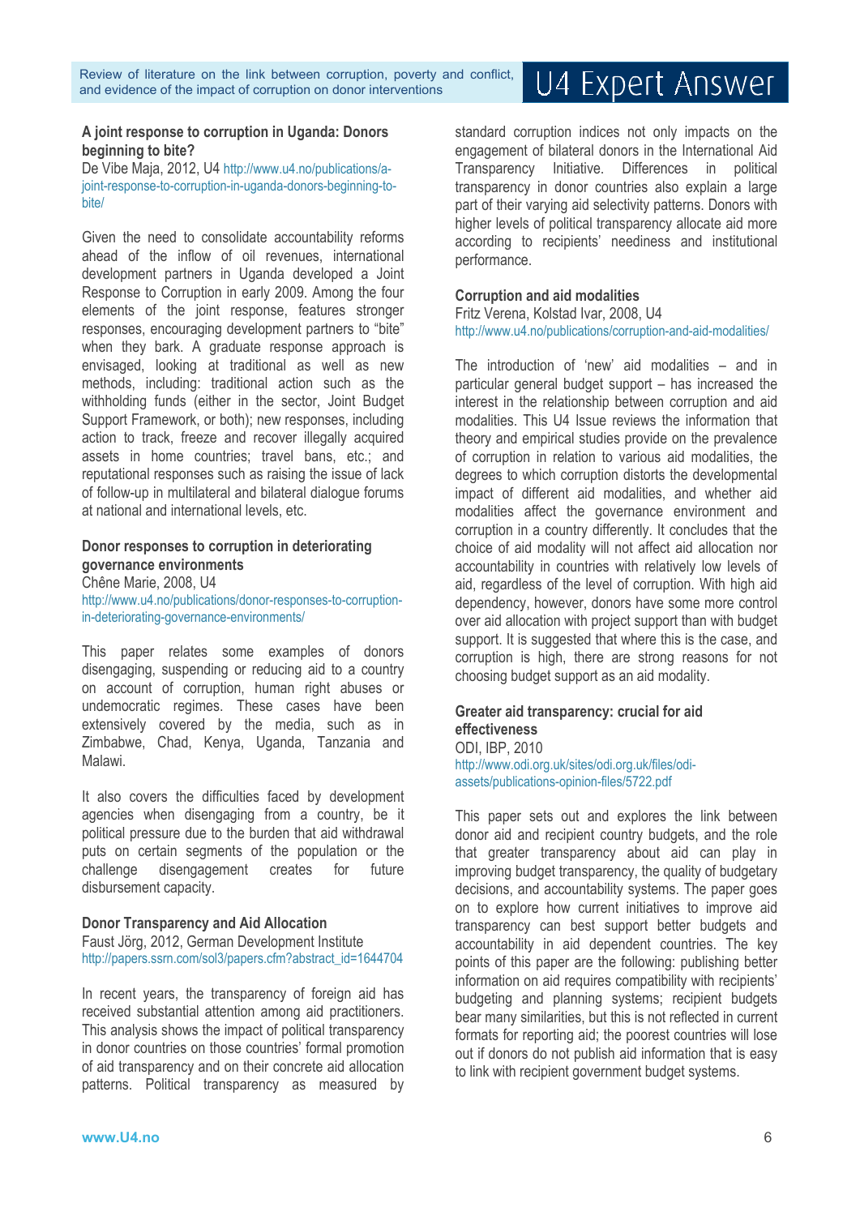**A joint response to corruption in Uganda: Donors beginning to bite?**

De Vibe Maja, 2012, U4 http://www.u4.no/publications/a-joint-response-to-corruption-in-uganda-donors-beginning-to-bite/

Given the need to consolidate accountability reforms ahead of the inflow of oil revenues, international development partners in Uganda developed a Joint Response to Corruption in early 2009. Among the four elements of the joint response, features stronger responses, encouraging development partners to "bite" when they bark. A graduate response approach is envisaged, looking at traditional as well as new methods, including: traditional action such as the withholding funds (either in the sector, Joint Budget Support Framework, or both); new responses, including action to track, freeze and recover illegally acquired assets in home countries; travel bans, etc.; and reputational responses such as raising the issue of lack of follow-up in multilateral and bilateral dialogue forums at national and international levels, etc.

**Donor responses to corruption in deteriorating governance environments**

Chêne Marie, 2008, U4

http://www.u4.no/publications/donor-responses-to-corruption-in-deteriorating-governance-environments/

This paper relates some examples of donors disengaging, suspending or reducing aid to a country on account of corruption, human right abuses or undemocratic regimes. These cases have been extensively covered by the media, such as in Zimbabwe, Chad, Kenya, Uganda, Tanzania and Malawi.

It also covers the difficulties faced by development agencies when disengaging from a country, be it political pressure due to the burden that aid withdrawal puts on certain segments of the population or the challenge disengagement creates for future disbursement capacity.

**Donor Transparency and Aid Allocation**

Faust Jörg, 2012, German Development Institute

http://papers.ssrn.com/sol3/papers.cfm?abstract_id=1644704

In recent years, the transparency of foreign aid has received substantial attention among aid practitioners. This analysis shows the impact of political transparency in donor countries on those countries' formal promotion of aid transparency and on their concrete aid allocation patterns. Political transparency as measured by standard corruption indices not only impacts on the engagement of bilateral donors in the International Aid Transparency Initiative. Differences in political transparency in donor countries also explain a large part of their varying aid selectivity patterns. Donors with higher levels of political transparency allocate aid more according to recipients' neediness and institutional performance.

**Corruption and aid modalities**

Fritz Verena, Kolstad Ivar, 2008, U4

http://www.u4.no/publications/corruption-and-aid-modalities/

The introduction of 'new' aid modalities – and in particular general budget support – has increased the interest in the relationship between corruption and aid modalities. This U4 Issue reviews the information that theory and empirical studies provide on the prevalence of corruption in relation to various aid modalities, the degrees to which corruption distorts the developmental impact of different aid modalities, and whether aid modalities affect the governance environment and corruption in a country differently. It concludes that the choice of aid modality will not affect aid allocation nor accountability in countries with relatively low levels of aid, regardless of the level of corruption. With high aid dependency, however, donors have some more control over aid allocation with project support than with budget support. It is suggested that where this is the case, and corruption is high, there are strong reasons for not choosing budget support as an aid modality.

**Greater aid transparency: crucial for aid effectiveness**

ODI, IBP, 2010

http://www.odi.org.uk/sites/odi.org.uk/files/odi-assets/publications-opinion-files/5722.pdf

This paper sets out and explores the link between donor aid and recipient country budgets, and the role that greater transparency about aid can play in improving budget transparency, the quality of budgetary decisions, and accountability systems. The paper goes on to explore how current initiatives to improve aid transparency can best support better budgets and accountability in aid dependent countries. The key points of this paper are the following: publishing better information on aid requires compatibility with recipients' budgeting and planning systems; recipient budgets bear many similarities, but this is not reflected in current formats for reporting aid; the poorest countries will lose out if donors do not publish aid information that is easy to link with recipient government budget systems.